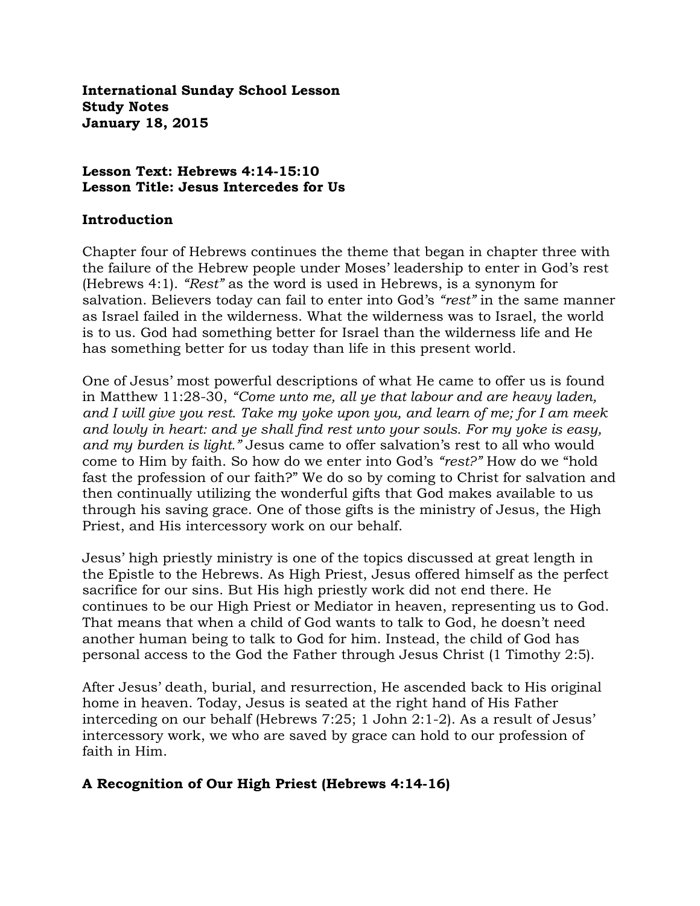**International Sunday School Lesson**
**Study Notes**
**January 18, 2015**

**Lesson Text: Hebrews 4:14-15:10**
**Lesson Title: Jesus Intercedes for Us**

## Introduction

Chapter four of Hebrews continues the theme that began in chapter three with the failure of the Hebrew people under Moses' leadership to enter in God's rest (Hebrews 4:1). *"Rest"* as the word is used in Hebrews, is a synonym for salvation. Believers today can fail to enter into God's *"rest"* in the same manner as Israel failed in the wilderness. What the wilderness was to Israel, the world is to us. God had something better for Israel than the wilderness life and He has something better for us today than life in this present world.

One of Jesus' most powerful descriptions of what He came to offer us is found in Matthew 11:28-30, *"Come unto me, all ye that labour and are heavy laden, and I will give you rest. Take my yoke upon you, and learn of me; for I am meek and lowly in heart: and ye shall find rest unto your souls. For my yoke is easy, and my burden is light."* Jesus came to offer salvation's rest to all who would come to Him by faith. So how do we enter into God's *"rest?"* How do we "hold fast the profession of our faith?" We do so by coming to Christ for salvation and then continually utilizing the wonderful gifts that God makes available to us through his saving grace. One of those gifts is the ministry of Jesus, the High Priest, and His intercessory work on our behalf.

Jesus' high priestly ministry is one of the topics discussed at great length in the Epistle to the Hebrews. As High Priest, Jesus offered himself as the perfect sacrifice for our sins. But His high priestly work did not end there. He continues to be our High Priest or Mediator in heaven, representing us to God. That means that when a child of God wants to talk to God, he doesn't need another human being to talk to God for him. Instead, the child of God has personal access to the God the Father through Jesus Christ (1 Timothy 2:5).

After Jesus' death, burial, and resurrection, He ascended back to His original home in heaven. Today, Jesus is seated at the right hand of His Father interceding on our behalf (Hebrews 7:25; 1 John 2:1-2). As a result of Jesus' intercessory work, we who are saved by grace can hold to our profession of faith in Him.

## A Recognition of Our High Priest (Hebrews 4:14-16)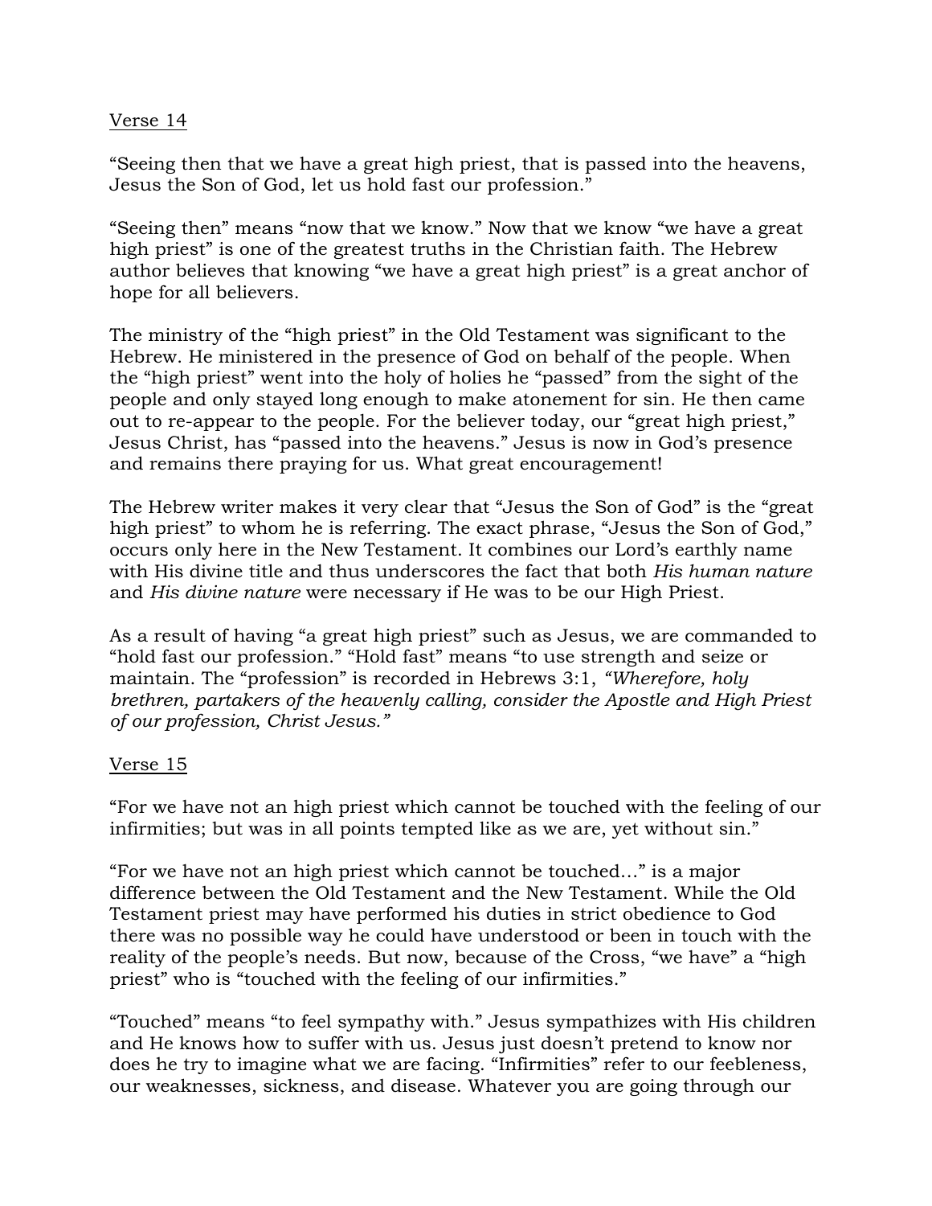Verse 14

"Seeing then that we have a great high priest, that is passed into the heavens, Jesus the Son of God, let us hold fast our profession."

"Seeing then" means "now that we know." Now that we know "we have a great high priest" is one of the greatest truths in the Christian faith. The Hebrew author believes that knowing "we have a great high priest" is a great anchor of hope for all believers.

The ministry of the "high priest" in the Old Testament was significant to the Hebrew. He ministered in the presence of God on behalf of the people. When the "high priest" went into the holy of holies he "passed" from the sight of the people and only stayed long enough to make atonement for sin. He then came out to re-appear to the people. For the believer today, our "great high priest," Jesus Christ, has "passed into the heavens." Jesus is now in God's presence and remains there praying for us. What great encouragement!

The Hebrew writer makes it very clear that "Jesus the Son of God" is the "great high priest" to whom he is referring. The exact phrase, "Jesus the Son of God," occurs only here in the New Testament. It combines our Lord's earthly name with His divine title and thus underscores the fact that both *His human nature* and *His divine nature* were necessary if He was to be our High Priest.

As a result of having "a great high priest" such as Jesus, we are commanded to "hold fast our profession." "Hold fast" means "to use strength and seize or maintain. The "profession" is recorded in Hebrews 3:1, *"Wherefore, holy brethren, partakers of the heavenly calling, consider the Apostle and High Priest of our profession, Christ Jesus."*

Verse 15

"For we have not an high priest which cannot be touched with the feeling of our infirmities; but was in all points tempted like as we are, yet without sin."

"For we have not an high priest which cannot be touched…" is a major difference between the Old Testament and the New Testament. While the Old Testament priest may have performed his duties in strict obedience to God there was no possible way he could have understood or been in touch with the reality of the people's needs. But now, because of the Cross, "we have" a "high priest" who is "touched with the feeling of our infirmities."

"Touched" means "to feel sympathy with." Jesus sympathizes with His children and He knows how to suffer with us. Jesus just doesn't pretend to know nor does he try to imagine what we are facing. "Infirmities" refer to our feebleness, our weaknesses, sickness, and disease. Whatever you are going through our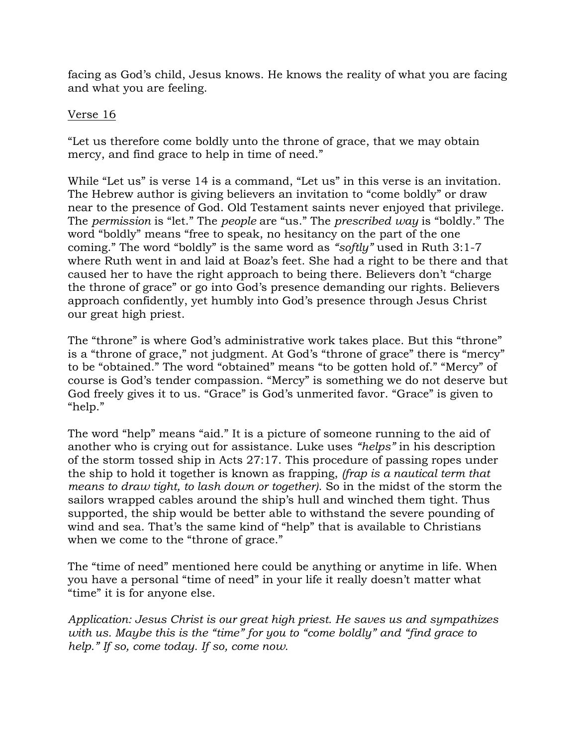facing as God's child, Jesus knows. He knows the reality of what you are facing and what you are feeling.

<u>Verse 16</u>

"Let us therefore come boldly unto the throne of grace, that we may obtain mercy, and find grace to help in time of need."

While "Let us" is verse 14 is a command, "Let us" in this verse is an invitation. The Hebrew author is giving believers an invitation to "come boldly" or draw near to the presence of God. Old Testament saints never enjoyed that privilege. The *permission* is "let." The *people* are "us." The *prescribed way* is "boldly." The word "boldly" means "free to speak, no hesitancy on the part of the one coming." The word "boldly" is the same word as *"softly"* used in Ruth 3:1-7 where Ruth went in and laid at Boaz's feet. She had a right to be there and that caused her to have the right approach to being there. Believers don't "charge the throne of grace" or go into God's presence demanding our rights. Believers approach confidently, yet humbly into God's presence through Jesus Christ our great high priest.

The "throne" is where God's administrative work takes place. But this "throne" is a "throne of grace," not judgment. At God's "throne of grace" there is "mercy" to be "obtained." The word "obtained" means "to be gotten hold of." "Mercy" of course is God's tender compassion. "Mercy" is something we do not deserve but God freely gives it to us. "Grace" is God's unmerited favor. "Grace" is given to "help."

The word "help" means "aid." It is a picture of someone running to the aid of another who is crying out for assistance. Luke uses *"helps"* in his description of the storm tossed ship in Acts 27:17. This procedure of passing ropes under the ship to hold it together is known as frapping, *(frap is a nautical term that means to draw tight, to lash down or together).* So in the midst of the storm the sailors wrapped cables around the ship's hull and winched them tight. Thus supported, the ship would be better able to withstand the severe pounding of wind and sea. That's the same kind of "help" that is available to Christians when we come to the "throne of grace."

The "time of need" mentioned here could be anything or anytime in life. When you have a personal "time of need" in your life it really doesn't matter what "time" it is for anyone else.

*Application: Jesus Christ is our great high priest. He saves us and sympathizes with us. Maybe this is the "time" for you to "come boldly" and "find grace to help." If so, come today. If so, come now.*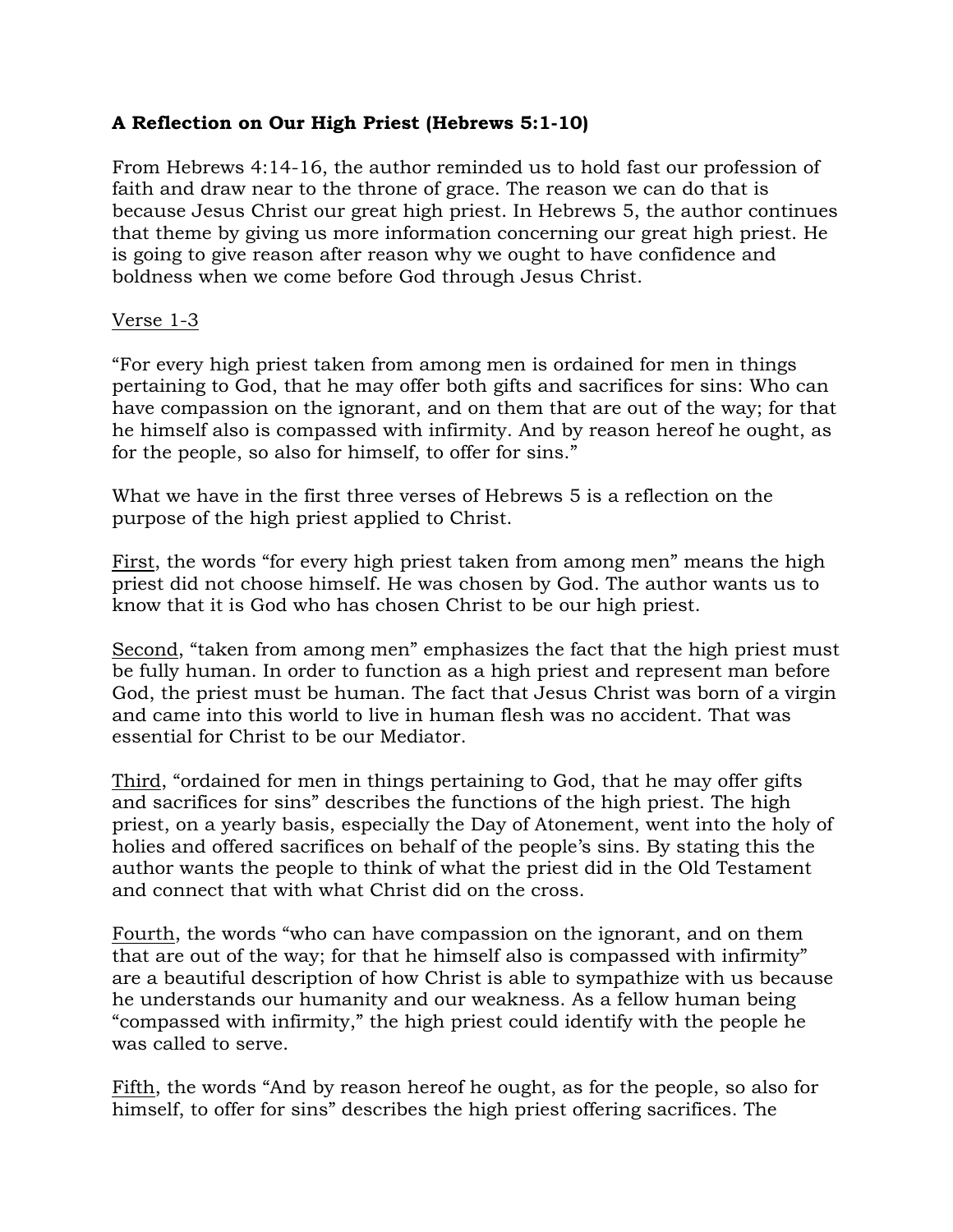**A Reflection on Our High Priest (Hebrews 5:1-10)**

From Hebrews 4:14-16, the author reminded us to hold fast our profession of faith and draw near to the throne of grace. The reason we can do that is because Jesus Christ our great high priest. In Hebrews 5, the author continues that theme by giving us more information concerning our great high priest. He is going to give reason after reason why we ought to have confidence and boldness when we come before God through Jesus Christ.

<u>Verse 1-3</u>

"For every high priest taken from among men is ordained for men in things pertaining to God, that he may offer both gifts and sacrifices for sins: Who can have compassion on the ignorant, and on them that are out of the way; for that he himself also is compassed with infirmity. And by reason hereof he ought, as for the people, so also for himself, to offer for sins."

What we have in the first three verses of Hebrews 5 is a reflection on the purpose of the high priest applied to Christ.

<u>First</u>, the words "for every high priest taken from among men" means the high priest did not choose himself. He was chosen by God. The author wants us to know that it is God who has chosen Christ to be our high priest.

<u>Second</u>, "taken from among men" emphasizes the fact that the high priest must be fully human. In order to function as a high priest and represent man before God, the priest must be human. The fact that Jesus Christ was born of a virgin and came into this world to live in human flesh was no accident. That was essential for Christ to be our Mediator.

<u>Third</u>, "ordained for men in things pertaining to God, that he may offer gifts and sacrifices for sins" describes the functions of the high priest. The high priest, on a yearly basis, especially the Day of Atonement, went into the holy of holies and offered sacrifices on behalf of the people's sins. By stating this the author wants the people to think of what the priest did in the Old Testament and connect that with what Christ did on the cross.

<u>Fourth</u>, the words "who can have compassion on the ignorant, and on them that are out of the way; for that he himself also is compassed with infirmity" are a beautiful description of how Christ is able to sympathize with us because he understands our humanity and our weakness. As a fellow human being "compassed with infirmity," the high priest could identify with the people he was called to serve.

<u>Fifth</u>, the words "And by reason hereof he ought, as for the people, so also for himself, to offer for sins" describes the high priest offering sacrifices. The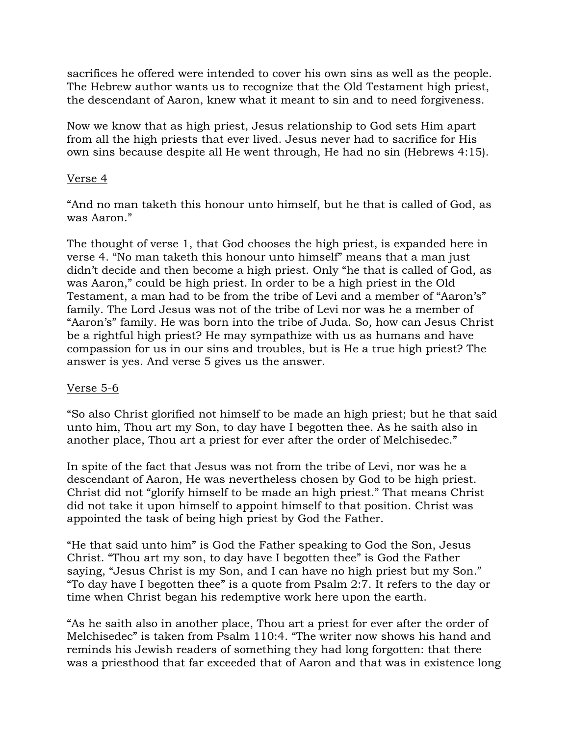sacrifices he offered were intended to cover his own sins as well as the people. The Hebrew author wants us to recognize that the Old Testament high priest, the descendant of Aaron, knew what it meant to sin and to need forgiveness.

Now we know that as high priest, Jesus relationship to God sets Him apart from all the high priests that ever lived. Jesus never had to sacrifice for His own sins because despite all He went through, He had no sin (Hebrews 4:15).

<u>Verse 4</u>

“And no man taketh this honour unto himself, but he that is called of God, as was Aaron.”

The thought of verse 1, that God chooses the high priest, is expanded here in verse 4. “No man taketh this honour unto himself” means that a man just didn’t decide and then become a high priest. Only “he that is called of God, as was Aaron,” could be high priest. In order to be a high priest in the Old Testament, a man had to be from the tribe of Levi and a member of “Aaron’s” family. The Lord Jesus was not of the tribe of Levi nor was he a member of “Aaron’s” family. He was born into the tribe of Juda. So, how can Jesus Christ be a rightful high priest? He may sympathize with us as humans and have compassion for us in our sins and troubles, but is He a true high priest? The answer is yes. And verse 5 gives us the answer.

<u>Verse 5-6</u>

“So also Christ glorified not himself to be made an high priest; but he that said unto him, Thou art my Son, to day have I begotten thee. As he saith also in another place, Thou art a priest for ever after the order of Melchisedec.”

In spite of the fact that Jesus was not from the tribe of Levi, nor was he a descendant of Aaron, He was nevertheless chosen by God to be high priest. Christ did not “glorify himself to be made an high priest.” That means Christ did not take it upon himself to appoint himself to that position. Christ was appointed the task of being high priest by God the Father.

“He that said unto him” is God the Father speaking to God the Son, Jesus Christ. “Thou art my son, to day have I begotten thee” is God the Father saying, “Jesus Christ is my Son, and I can have no high priest but my Son.” “To day have I begotten thee” is a quote from Psalm 2:7. It refers to the day or time when Christ began his redemptive work here upon the earth.

“As he saith also in another place, Thou art a priest for ever after the order of Melchisedec” is taken from Psalm 110:4. “The writer now shows his hand and reminds his Jewish readers of something they had long forgotten: that there was a priesthood that far exceeded that of Aaron and that was in existence long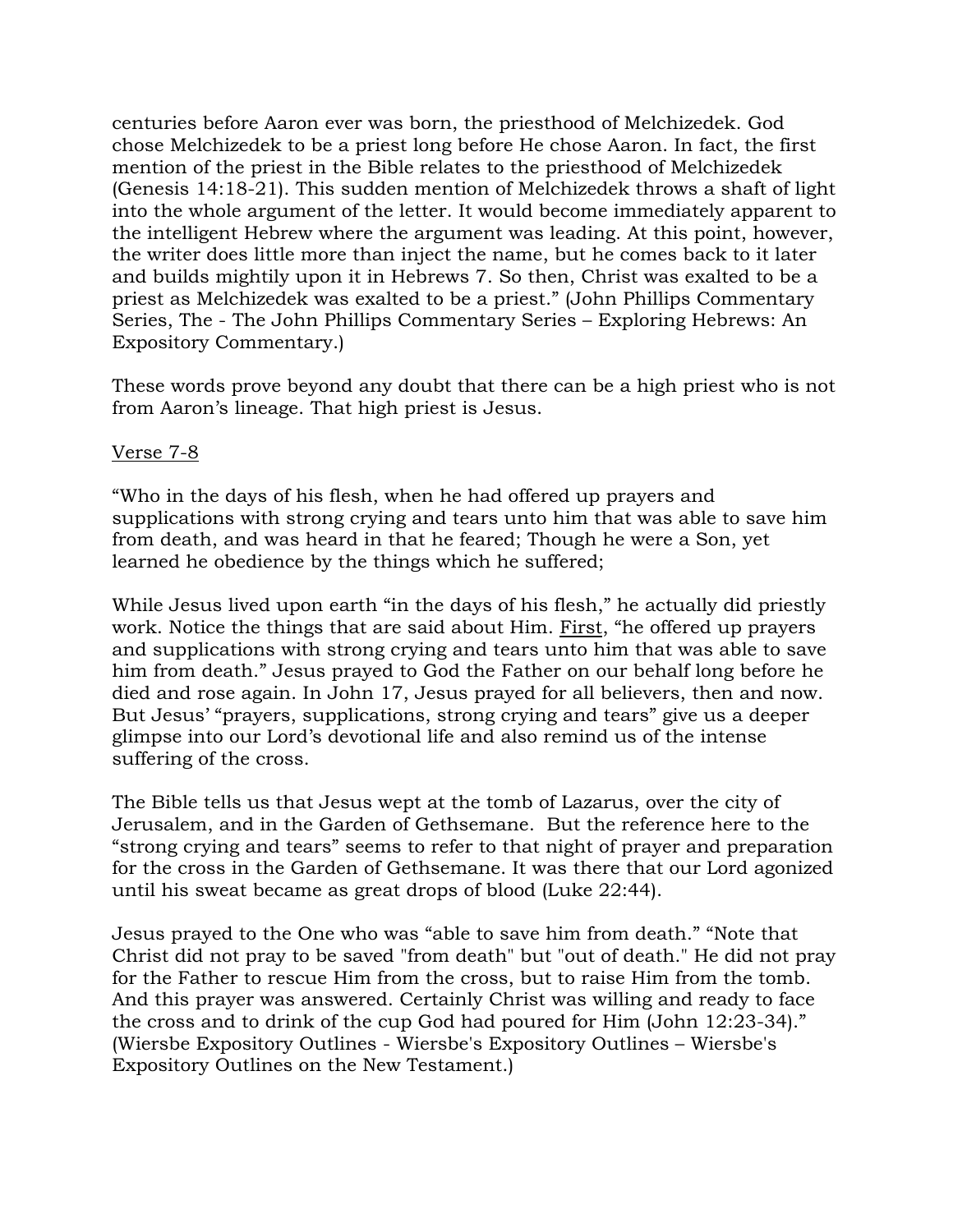centuries before Aaron ever was born, the priesthood of Melchizedek. God chose Melchizedek to be a priest long before He chose Aaron. In fact, the first mention of the priest in the Bible relates to the priesthood of Melchizedek (Genesis 14:18-21). This sudden mention of Melchizedek throws a shaft of light into the whole argument of the letter. It would become immediately apparent to the intelligent Hebrew where the argument was leading. At this point, however, the writer does little more than inject the name, but he comes back to it later and builds mightily upon it in Hebrews 7. So then, Christ was exalted to be a priest as Melchizedek was exalted to be a priest." (John Phillips Commentary Series, The - The John Phillips Commentary Series – Exploring Hebrews: An Expository Commentary.)

These words prove beyond any doubt that there can be a high priest who is not from Aaron's lineage. That high priest is Jesus.

<u>Verse 7-8</u>

"Who in the days of his flesh, when he had offered up prayers and supplications with strong crying and tears unto him that was able to save him from death, and was heard in that he feared; Though he were a Son, yet learned he obedience by the things which he suffered;

While Jesus lived upon earth "in the days of his flesh," he actually did priestly work. Notice the things that are said about Him. <u>First</u>, "he offered up prayers and supplications with strong crying and tears unto him that was able to save him from death." Jesus prayed to God the Father on our behalf long before he died and rose again. In John 17, Jesus prayed for all believers, then and now. But Jesus' "prayers, supplications, strong crying and tears" give us a deeper glimpse into our Lord's devotional life and also remind us of the intense suffering of the cross.

The Bible tells us that Jesus wept at the tomb of Lazarus, over the city of Jerusalem, and in the Garden of Gethsemane. But the reference here to the "strong crying and tears" seems to refer to that night of prayer and preparation for the cross in the Garden of Gethsemane. It was there that our Lord agonized until his sweat became as great drops of blood (Luke 22:44).

Jesus prayed to the One who was "able to save him from death." "Note that Christ did not pray to be saved "from death" but "out of death." He did not pray for the Father to rescue Him from the cross, but to raise Him from the tomb. And this prayer was answered. Certainly Christ was willing and ready to face the cross and to drink of the cup God had poured for Him (John 12:23-34)." (Wiersbe Expository Outlines - Wiersbe's Expository Outlines – Wiersbe's Expository Outlines on the New Testament.)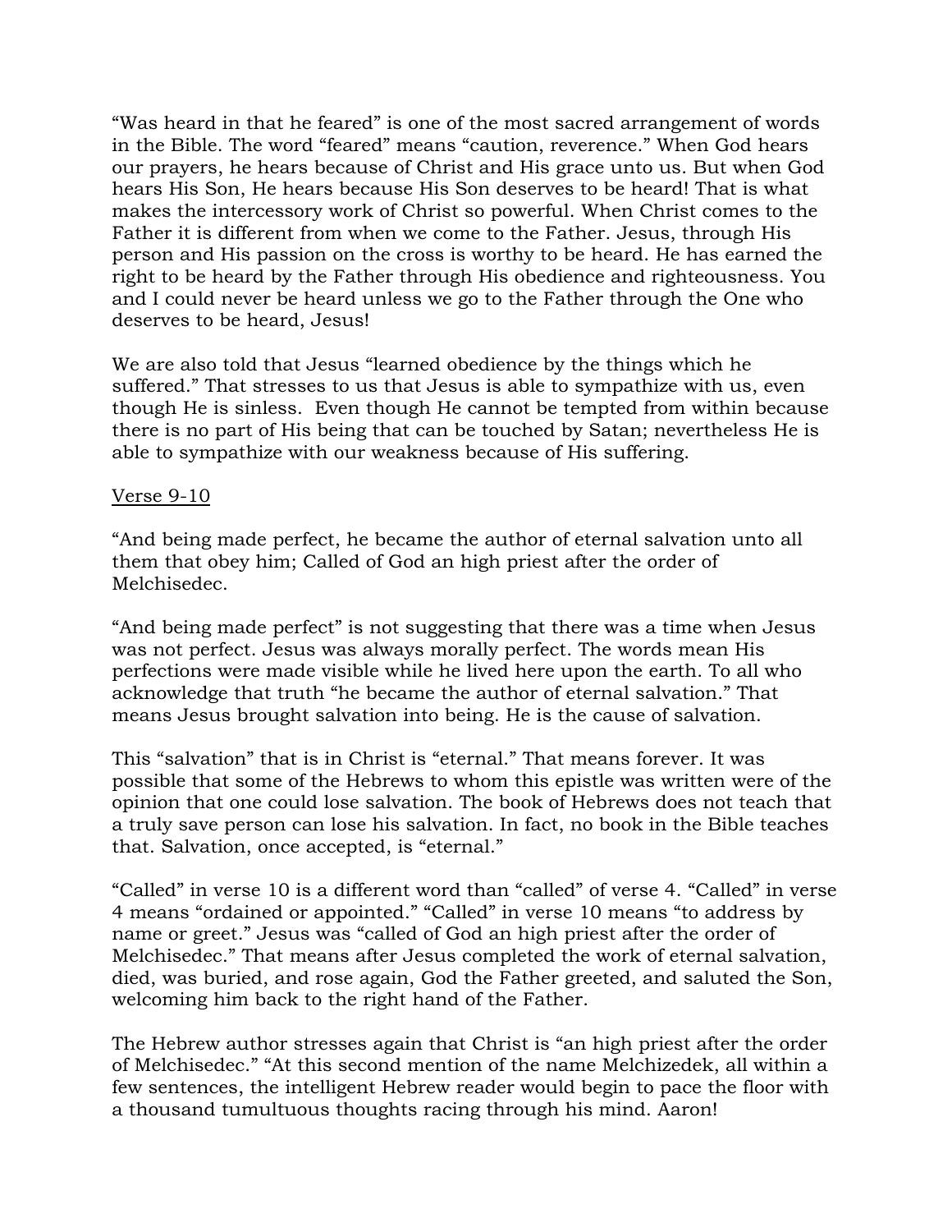"Was heard in that he feared" is one of the most sacred arrangement of words in the Bible. The word "feared" means "caution, reverence." When God hears our prayers, he hears because of Christ and His grace unto us. But when God hears His Son, He hears because His Son deserves to be heard! That is what makes the intercessory work of Christ so powerful. When Christ comes to the Father it is different from when we come to the Father. Jesus, through His person and His passion on the cross is worthy to be heard. He has earned the right to be heard by the Father through His obedience and righteousness. You and I could never be heard unless we go to the Father through the One who deserves to be heard, Jesus!

We are also told that Jesus "learned obedience by the things which he suffered." That stresses to us that Jesus is able to sympathize with us, even though He is sinless.  Even though He cannot be tempted from within because there is no part of His being that can be touched by Satan; nevertheless He is able to sympathize with our weakness because of His suffering.

<u>Verse 9-10</u>

"And being made perfect, he became the author of eternal salvation unto all them that obey him; Called of God an high priest after the order of Melchisedec.

"And being made perfect" is not suggesting that there was a time when Jesus was not perfect. Jesus was always morally perfect. The words mean His perfections were made visible while he lived here upon the earth. To all who acknowledge that truth "he became the author of eternal salvation." That means Jesus brought salvation into being. He is the cause of salvation.

This "salvation" that is in Christ is "eternal." That means forever. It was possible that some of the Hebrews to whom this epistle was written were of the opinion that one could lose salvation. The book of Hebrews does not teach that a truly save person can lose his salvation. In fact, no book in the Bible teaches that. Salvation, once accepted, is "eternal."

"Called" in verse 10 is a different word than "called" of verse 4. "Called" in verse 4 means "ordained or appointed." "Called" in verse 10 means "to address by name or greet." Jesus was "called of God an high priest after the order of Melchisedec." That means after Jesus completed the work of eternal salvation, died, was buried, and rose again, God the Father greeted, and saluted the Son, welcoming him back to the right hand of the Father.

The Hebrew author stresses again that Christ is "an high priest after the order of Melchisedec." "At this second mention of the name Melchizedek, all within a few sentences, the intelligent Hebrew reader would begin to pace the floor with a thousand tumultuous thoughts racing through his mind. Aaron!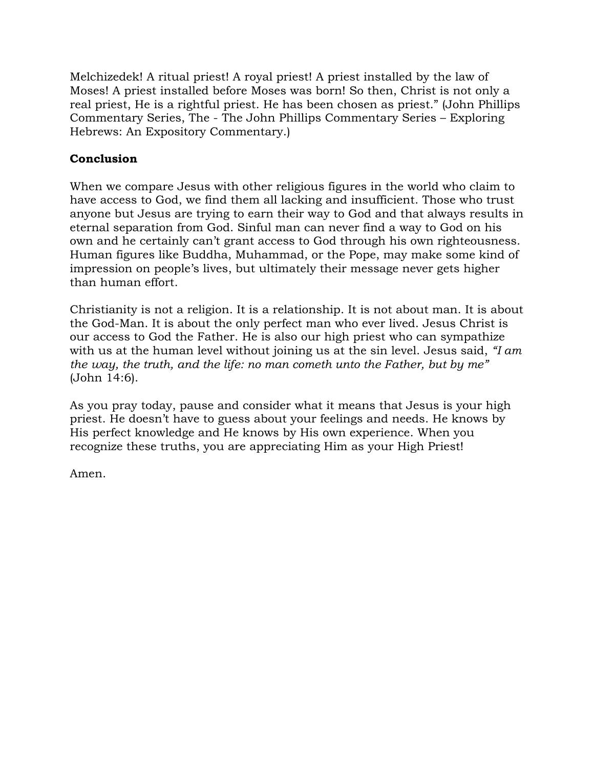Melchizedek! A ritual priest! A royal priest! A priest installed by the law of Moses! A priest installed before Moses was born! So then, Christ is not only a real priest, He is a rightful priest. He has been chosen as priest." (John Phillips Commentary Series, The - The John Phillips Commentary Series – Exploring Hebrews: An Expository Commentary.)

**Conclusion**

When we compare Jesus with other religious figures in the world who claim to have access to God, we find them all lacking and insufficient. Those who trust anyone but Jesus are trying to earn their way to God and that always results in eternal separation from God. Sinful man can never find a way to God on his own and he certainly can't grant access to God through his own righteousness. Human figures like Buddha, Muhammad, or the Pope, may make some kind of impression on people's lives, but ultimately their message never gets higher than human effort.

Christianity is not a religion. It is a relationship. It is not about man. It is about the God-Man. It is about the only perfect man who ever lived. Jesus Christ is our access to God the Father. He is also our high priest who can sympathize with us at the human level without joining us at the sin level. Jesus said, *"I am the way, the truth, and the life: no man cometh unto the Father, but by me"* (John 14:6).

As you pray today, pause and consider what it means that Jesus is your high priest. He doesn't have to guess about your feelings and needs. He knows by His perfect knowledge and He knows by His own experience. When you recognize these truths, you are appreciating Him as your High Priest!

Amen.